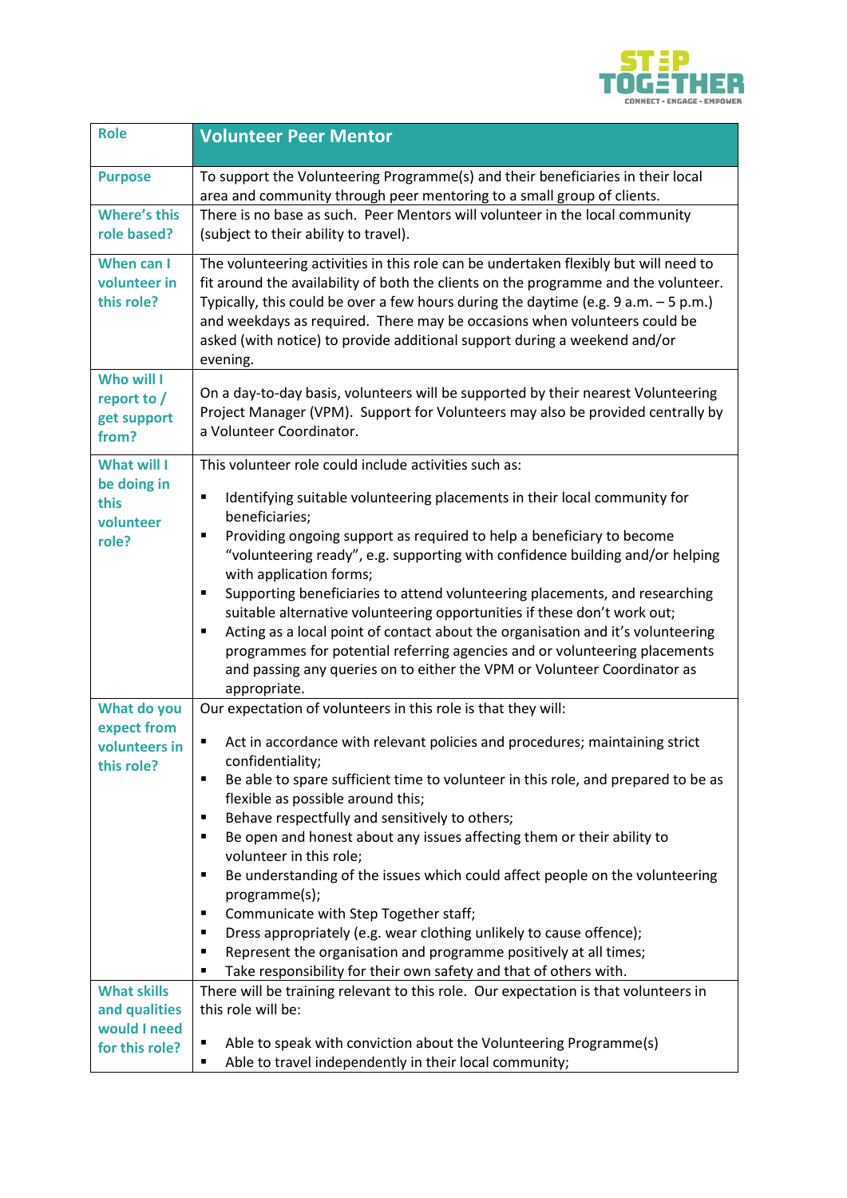| Role | Volunteer Peer Mentor |
|---|---|
| Purpose | To support the Volunteering Programme(s) and their beneficiaries in their local area and community through peer mentoring to a small group of clients. |
| Where's this role based? | There is no base as such. Peer Mentors will volunteer in the local community (subject to their ability to travel). |
| When can I volunteer in this role? | The volunteering activities in this role can be undertaken flexibly but will need to fit around the availability of both the clients on the programme and the volunteer. Typically, this could be over a few hours during the daytime (e.g. 9 a.m. – 5 p.m.) and weekdays as required. There may be occasions when volunteers could be asked (with notice) to provide additional support during a weekend and/or evening. |
| Who will I report to / get support from? | On a day-to-day basis, volunteers will be supported by their nearest Volunteering Project Manager (VPM). Support for Volunteers may also be provided centrally by a Volunteer Coordinator. |
| What will I be doing in this volunteer role? | This volunteer role could include activities such as:<br><br>▪ Identifying suitable volunteering placements in their local community for beneficiaries;<br>▪ Providing ongoing support as required to help a beneficiary to become "volunteering ready", e.g. supporting with confidence building and/or helping with application forms;<br>▪ Supporting beneficiaries to attend volunteering placements, and researching suitable alternative volunteering opportunities if these don't work out;<br>▪ Acting as a local point of contact about the organisation and it's volunteering programmes for potential referring agencies and or volunteering placements and passing any queries on to either the VPM or Volunteer Coordinator as appropriate. |
| What do you expect from volunteers in this role? | Our expectation of volunteers in this role is that they will:<br><br>▪ Act in accordance with relevant policies and procedures; maintaining strict confidentiality;<br>▪ Be able to spare sufficient time to volunteer in this role, and prepared to be as flexible as possible around this;<br>▪ Behave respectfully and sensitively to others;<br>▪ Be open and honest about any issues affecting them or their ability to volunteer in this role;<br>▪ Be understanding of the issues which could affect people on the volunteering programme(s);<br>▪ Communicate with Step Together staff;<br>▪ Dress appropriately (e.g. wear clothing unlikely to cause offence);<br>▪ Represent the organisation and programme positively at all times;<br>▪ Take responsibility for their own safety and that of others with. |
| What skills and qualities would I need for this role? | There will be training relevant to this role. Our expectation is that volunteers in this role will be:<br><br>▪ Able to speak with conviction about the Volunteering Programme(s)<br>▪ Able to travel independently in their local community; |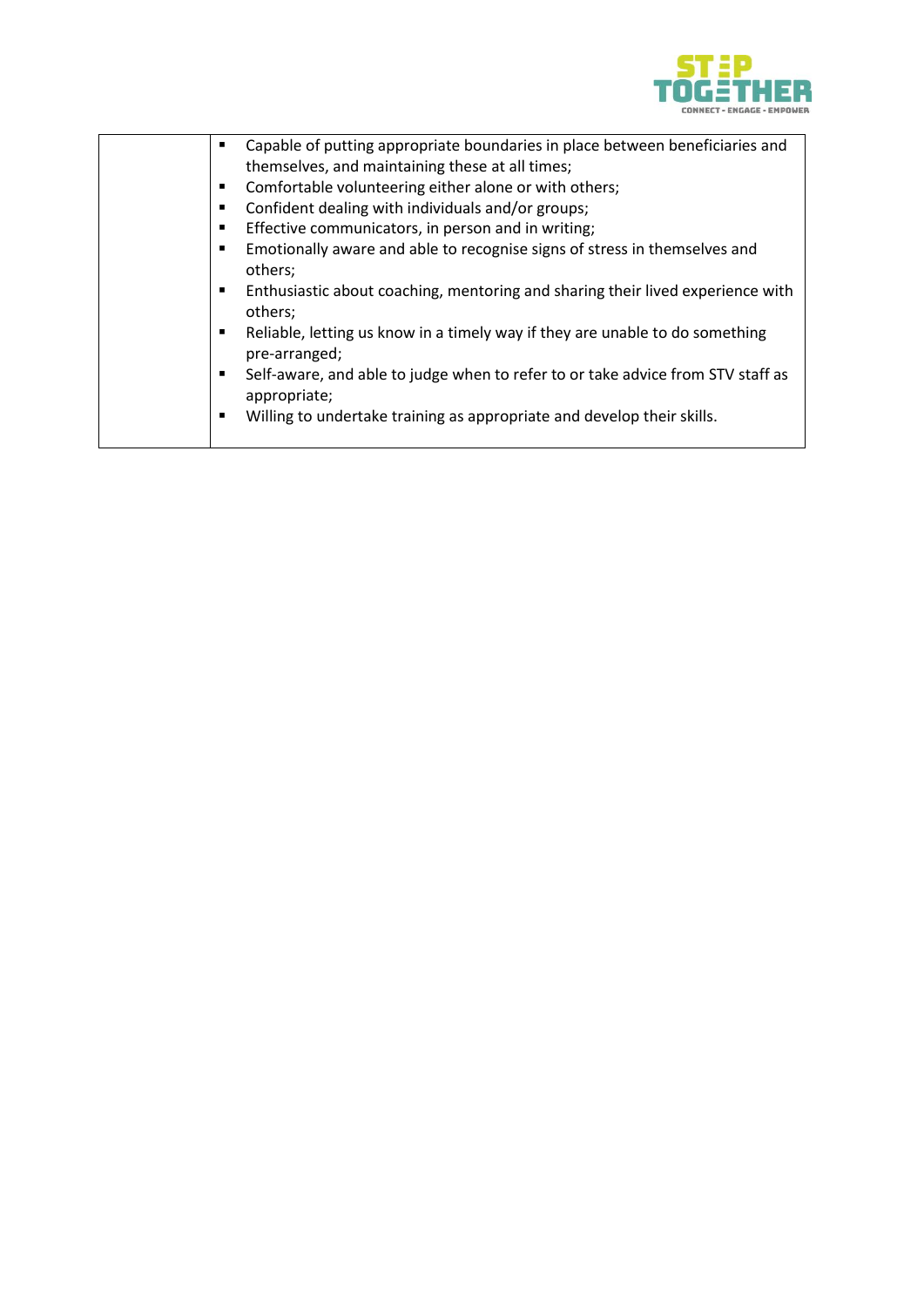| | |
|---|---|
| | ▪ Capable of putting appropriate boundaries in place between beneficiaries and themselves, and maintaining these at all times;<br>▪ Comfortable volunteering either alone or with others;<br>▪ Confident dealing with individuals and/or groups;<br>▪ Effective communicators, in person and in writing;<br>▪ Emotionally aware and able to recognise signs of stress in themselves and others;<br>▪ Enthusiastic about coaching, mentoring and sharing their lived experience with others;<br>▪ Reliable, letting us know in a timely way if they are unable to do something pre-arranged;<br>▪ Self-aware, and able to judge when to refer to or take advice from STV staff as appropriate;<br>▪ Willing to undertake training as appropriate and develop their skills. |